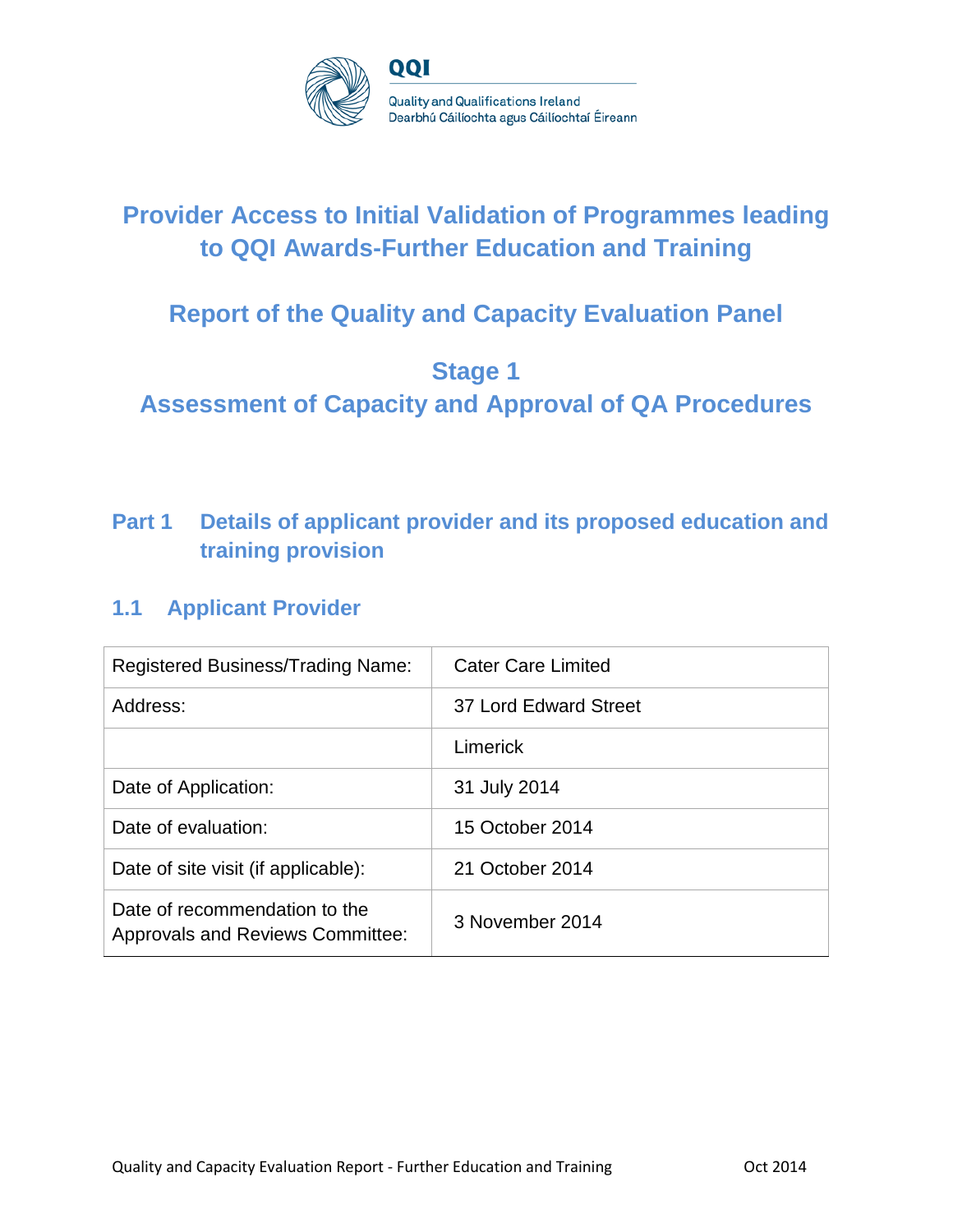# Provider Access to Initial Validation of Programmes leading to QQI Awards-Further Education and Training

## Report of the Quality and Capacity Evaluation Panel

## Stage 1
## Assessment of Capacity and Approval of QA Procedures

## Part 1 Details of applicant provider and its proposed education and training provision

### 1.1 Applicant Provider

| | |
|---|---|
| Registered Business/Trading Name: | Cater Care Limited |
| Address: | 37 Lord Edward Street |
| | Limerick |
| Date of Application: | 31 July 2014 |
| Date of evaluation: | 15 October 2014 |
| Date of site visit (if applicable): | 21 October 2014 |
| Date of recommendation to the Approvals and Reviews Committee: | 3 November 2014 |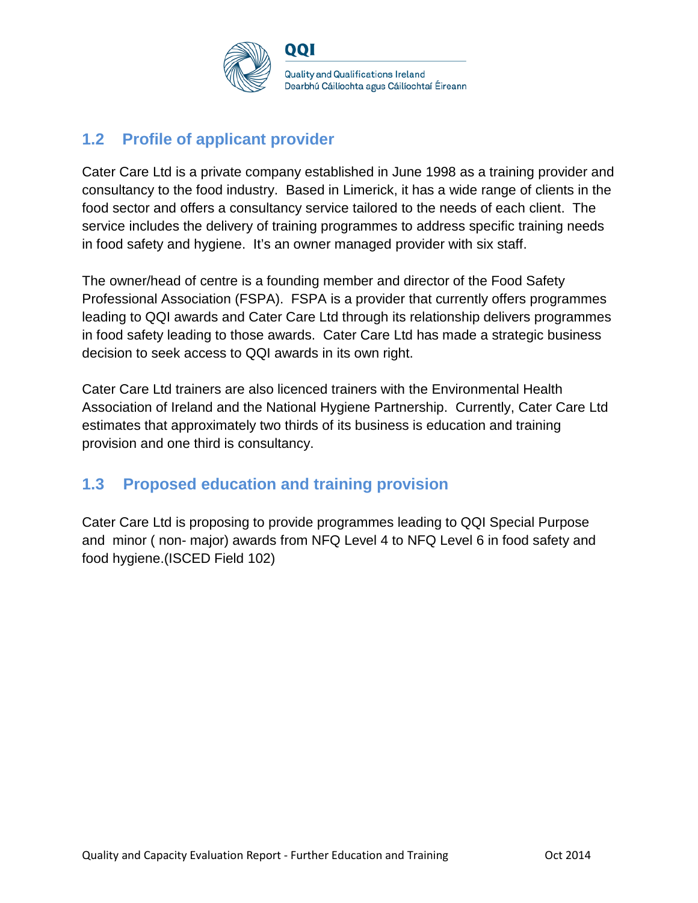## 1.2 Profile of applicant provider

Cater Care Ltd is a private company established in June 1998 as a training provider and consultancy to the food industry. Based in Limerick, it has a wide range of clients in the food sector and offers a consultancy service tailored to the needs of each client. The service includes the delivery of training programmes to address specific training needs in food safety and hygiene. It's an owner managed provider with six staff.

The owner/head of centre is a founding member and director of the Food Safety Professional Association (FSPA). FSPA is a provider that currently offers programmes leading to QQI awards and Cater Care Ltd through its relationship delivers programmes in food safety leading to those awards. Cater Care Ltd has made a strategic business decision to seek access to QQI awards in its own right.

Cater Care Ltd trainers are also licenced trainers with the Environmental Health Association of Ireland and the National Hygiene Partnership. Currently, Cater Care Ltd estimates that approximately two thirds of its business is education and training provision and one third is consultancy.

## 1.3 Proposed education and training provision

Cater Care Ltd is proposing to provide programmes leading to QQI Special Purpose and minor ( non- major) awards from NFQ Level 4 to NFQ Level 6 in food safety and food hygiene.(ISCED Field 102)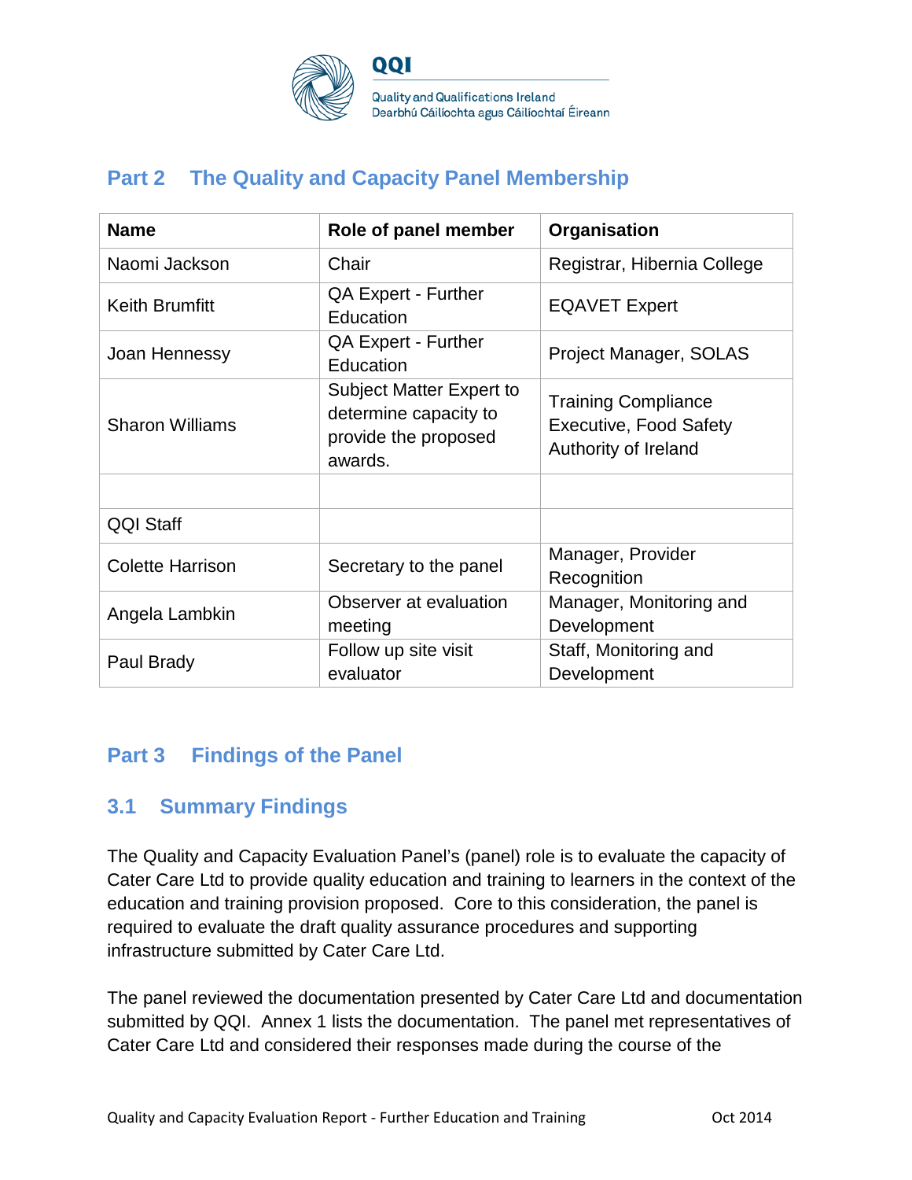## Part 2 The Quality and Capacity Panel Membership

| Name | Role of panel member | Organisation |
| --- | --- | --- |
| Naomi Jackson | Chair | Registrar, Hibernia College |
| Keith Brumfitt | QA Expert - Further Education | EQAVET Expert |
| Joan Hennessy | QA Expert - Further Education | Project Manager, SOLAS |
| Sharon Williams | Subject Matter Expert to determine capacity to provide the proposed awards. | Training Compliance Executive, Food Safety Authority of Ireland |
| | | |
| QQI Staff | | |
| Colette Harrison | Secretary to the panel | Manager, Provider Recognition |
| Angela Lambkin | Observer at evaluation meeting | Manager, Monitoring and Development |
| Paul Brady | Follow up site visit evaluator | Staff, Monitoring and Development |

## Part 3 Findings of the Panel

### 3.1 Summary Findings

The Quality and Capacity Evaluation Panel's (panel) role is to evaluate the capacity of Cater Care Ltd to provide quality education and training to learners in the context of the education and training provision proposed. Core to this consideration, the panel is required to evaluate the draft quality assurance procedures and supporting infrastructure submitted by Cater Care Ltd.

The panel reviewed the documentation presented by Cater Care Ltd and documentation submitted by QQI. Annex 1 lists the documentation. The panel met representatives of Cater Care Ltd and considered their responses made during the course of the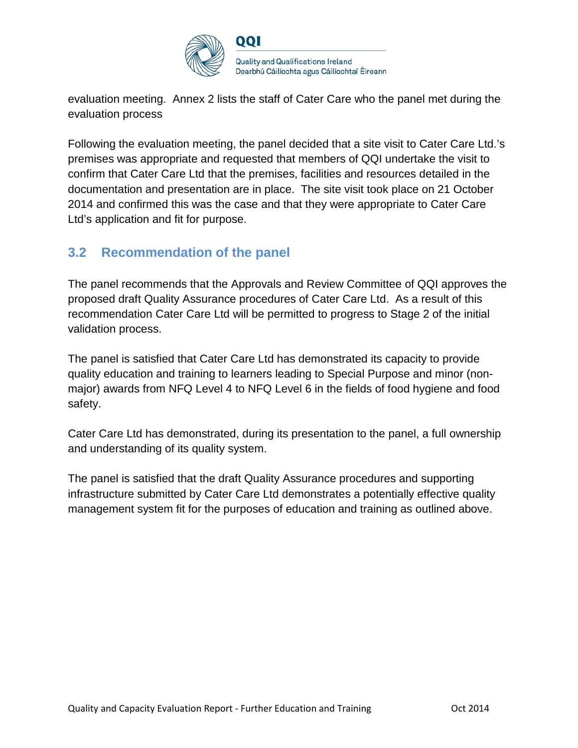evaluation meeting.  Annex 2 lists the staff of Cater Care who the panel met during the evaluation process

Following the evaluation meeting, the panel decided that a site visit to Cater Care Ltd.'s premises was appropriate and requested that members of QQI undertake the visit to confirm that Cater Care Ltd that the premises, facilities and resources detailed in the documentation and presentation are in place.  The site visit took place on 21 October 2014 and confirmed this was the case and that they were appropriate to Cater Care Ltd's application and fit for purpose.

## 3.2 Recommendation of the panel

The panel recommends that the Approvals and Review Committee of QQI approves the proposed draft Quality Assurance procedures of Cater Care Ltd.  As a result of this recommendation Cater Care Ltd will be permitted to progress to Stage 2 of the initial validation process.

The panel is satisfied that Cater Care Ltd has demonstrated its capacity to provide quality education and training to learners leading to Special Purpose and minor (non-major) awards from NFQ Level 4 to NFQ Level 6 in the fields of food hygiene and food safety.

Cater Care Ltd has demonstrated, during its presentation to the panel, a full ownership and understanding of its quality system.

The panel is satisfied that the draft Quality Assurance procedures and supporting infrastructure submitted by Cater Care Ltd demonstrates a potentially effective quality management system fit for the purposes of education and training as outlined above.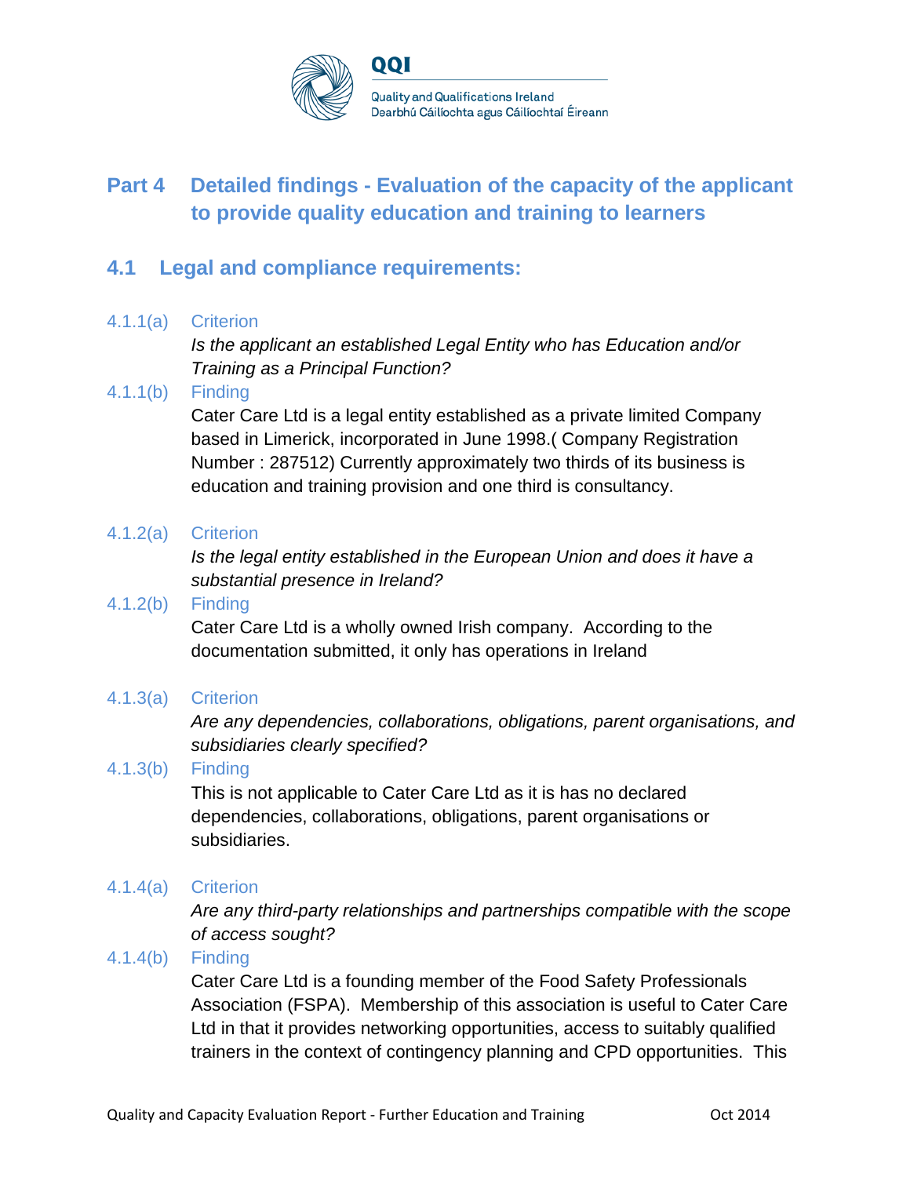## Part 4 Detailed findings - Evaluation of the capacity of the applicant to provide quality education and training to learners

### 4.1 Legal and compliance requirements:

4.1.1(a) Criterion

*Is the applicant an established Legal Entity who has Education and/or Training as a Principal Function?*

4.1.1(b) Finding

Cater Care Ltd is a legal entity established as a private limited Company based in Limerick, incorporated in June 1998.( Company Registration Number : 287512) Currently approximately two thirds of its business is education and training provision and one third is consultancy.

4.1.2(a) Criterion

*Is the legal entity established in the European Union and does it have a substantial presence in Ireland?*

4.1.2(b) Finding

Cater Care Ltd is a wholly owned Irish company. According to the documentation submitted, it only has operations in Ireland

4.1.3(a) Criterion

*Are any dependencies, collaborations, obligations, parent organisations, and subsidiaries clearly specified?*

4.1.3(b) Finding

This is not applicable to Cater Care Ltd as it is has no declared dependencies, collaborations, obligations, parent organisations or subsidiaries.

4.1.4(a) Criterion

*Are any third-party relationships and partnerships compatible with the scope of access sought?*

4.1.4(b) Finding

Cater Care Ltd is a founding member of the Food Safety Professionals Association (FSPA). Membership of this association is useful to Cater Care Ltd in that it provides networking opportunities, access to suitably qualified trainers in the context of contingency planning and CPD opportunities. This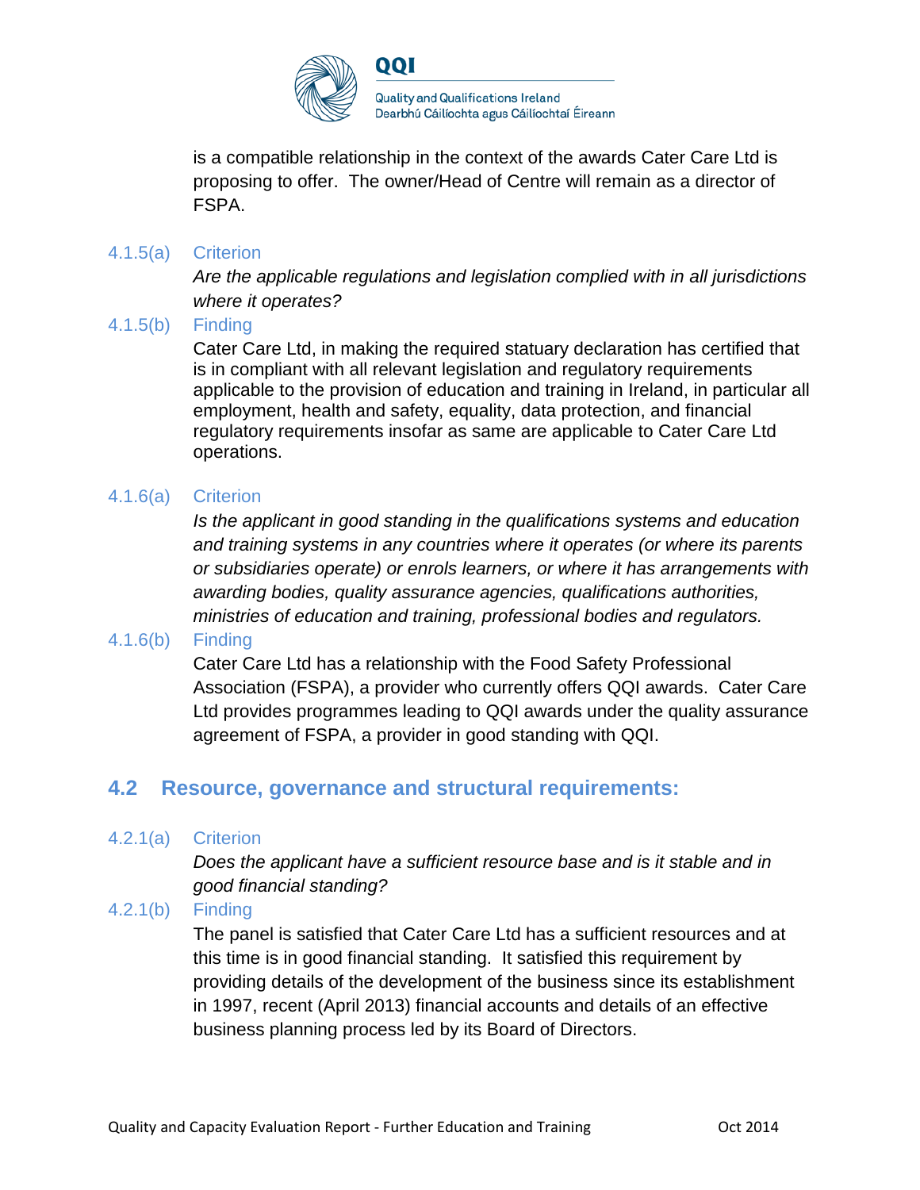is a compatible relationship in the context of the awards Cater Care Ltd is proposing to offer. The owner/Head of Centre will remain as a director of FSPA.

4.1.5(a) Criterion

*Are the applicable regulations and legislation complied with in all jurisdictions where it operates?*

4.1.5(b) Finding

Cater Care Ltd, in making the required statuary declaration has certified that is in compliant with all relevant legislation and regulatory requirements applicable to the provision of education and training in Ireland, in particular all employment, health and safety, equality, data protection, and financial regulatory requirements insofar as same are applicable to Cater Care Ltd operations.

4.1.6(a) Criterion

*Is the applicant in good standing in the qualifications systems and education and training systems in any countries where it operates (or where its parents or subsidiaries operate) or enrols learners, or where it has arrangements with awarding bodies, quality assurance agencies, qualifications authorities, ministries of education and training, professional bodies and regulators.*

4.1.6(b) Finding

Cater Care Ltd has a relationship with the Food Safety Professional Association (FSPA), a provider who currently offers QQI awards. Cater Care Ltd provides programmes leading to QQI awards under the quality assurance agreement of FSPA, a provider in good standing with QQI.

## 4.2 Resource, governance and structural requirements:

4.2.1(a) Criterion

*Does the applicant have a sufficient resource base and is it stable and in good financial standing?*

4.2.1(b) Finding

The panel is satisfied that Cater Care Ltd has a sufficient resources and at this time is in good financial standing. It satisfied this requirement by providing details of the development of the business since its establishment in 1997, recent (April 2013) financial accounts and details of an effective business planning process led by its Board of Directors.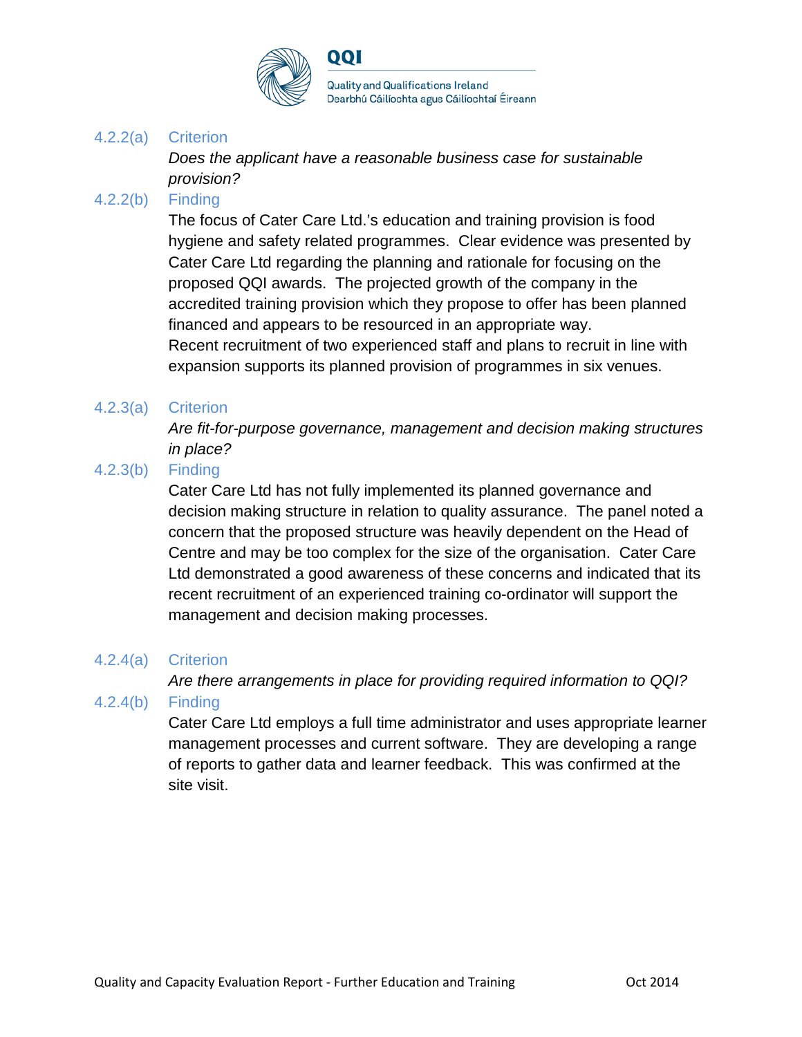4.2.2(a) Criterion

*Does the applicant have a reasonable business case for sustainable provision?*

4.2.2(b) Finding

The focus of Cater Care Ltd.'s education and training provision is food hygiene and safety related programmes. Clear evidence was presented by Cater Care Ltd regarding the planning and rationale for focusing on the proposed QQI awards. The projected growth of the company in the accredited training provision which they propose to offer has been planned financed and appears to be resourced in an appropriate way.
Recent recruitment of two experienced staff and plans to recruit in line with expansion supports its planned provision of programmes in six venues.

4.2.3(a) Criterion

*Are fit-for-purpose governance, management and decision making structures in place?*

4.2.3(b) Finding

Cater Care Ltd has not fully implemented its planned governance and decision making structure in relation to quality assurance. The panel noted a concern that the proposed structure was heavily dependent on the Head of Centre and may be too complex for the size of the organisation. Cater Care Ltd demonstrated a good awareness of these concerns and indicated that its recent recruitment of an experienced training co-ordinator will support the management and decision making processes.

4.2.4(a) Criterion

*Are there arrangements in place for providing required information to QQI?*

4.2.4(b) Finding

Cater Care Ltd employs a full time administrator and uses appropriate learner management processes and current software. They are developing a range of reports to gather data and learner feedback. This was confirmed at the site visit.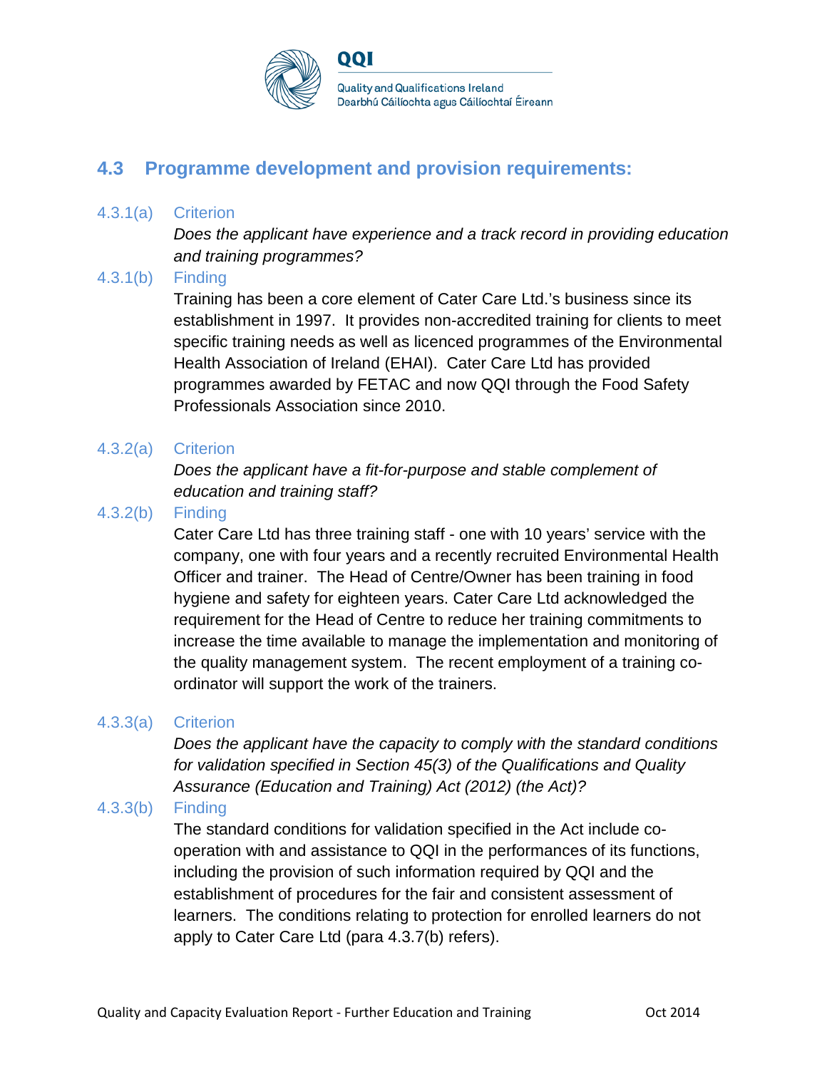## 4.3 Programme development and provision requirements:

**4.3.1(a) Criterion**

*Does the applicant have experience and a track record in providing education and training programmes?*

**4.3.1(b) Finding**

Training has been a core element of Cater Care Ltd.'s business since its establishment in 1997. It provides non-accredited training for clients to meet specific training needs as well as licenced programmes of the Environmental Health Association of Ireland (EHAI). Cater Care Ltd has provided programmes awarded by FETAC and now QQI through the Food Safety Professionals Association since 2010.

**4.3.2(a) Criterion**

*Does the applicant have a fit-for-purpose and stable complement of education and training staff?*

**4.3.2(b) Finding**

Cater Care Ltd has three training staff - one with 10 years' service with the company, one with four years and a recently recruited Environmental Health Officer and trainer. The Head of Centre/Owner has been training in food hygiene and safety for eighteen years. Cater Care Ltd acknowledged the requirement for the Head of Centre to reduce her training commitments to increase the time available to manage the implementation and monitoring of the quality management system. The recent employment of a training co-ordinator will support the work of the trainers.

**4.3.3(a) Criterion**

*Does the applicant have the capacity to comply with the standard conditions for validation specified in Section 45(3) of the Qualifications and Quality Assurance (Education and Training) Act (2012) (the Act)?*

**4.3.3(b) Finding**

The standard conditions for validation specified in the Act include co-operation with and assistance to QQI in the performances of its functions, including the provision of such information required by QQI and the establishment of procedures for the fair and consistent assessment of learners. The conditions relating to protection for enrolled learners do not apply to Cater Care Ltd (para 4.3.7(b) refers).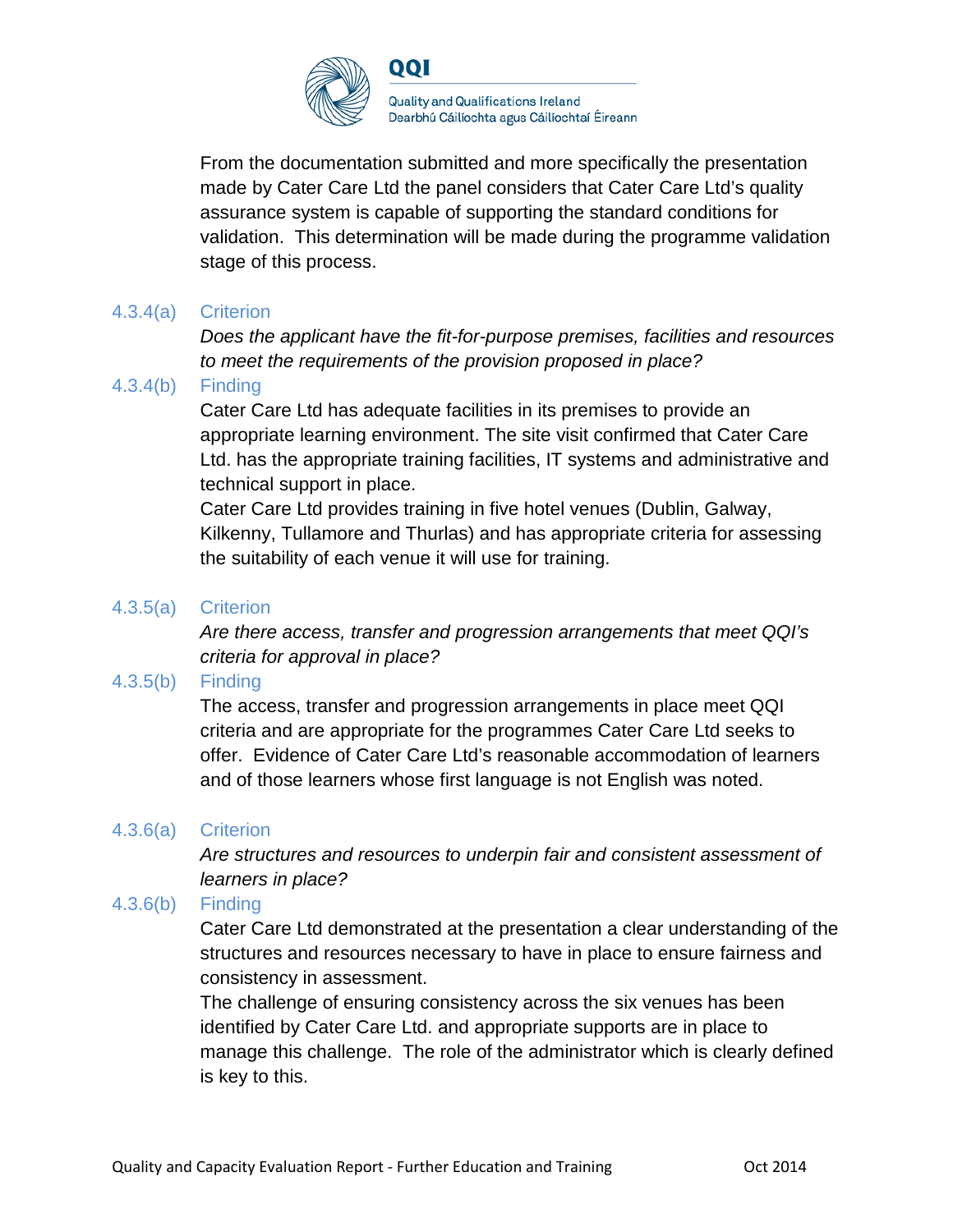From the documentation submitted and more specifically the presentation made by Cater Care Ltd the panel considers that Cater Care Ltd's quality assurance system is capable of supporting the standard conditions for validation. This determination will be made during the programme validation stage of this process.

**4.3.4(a) Criterion**

*Does the applicant have the fit-for-purpose premises, facilities and resources to meet the requirements of the provision proposed in place?*

**4.3.4(b) Finding**

Cater Care Ltd has adequate facilities in its premises to provide an appropriate learning environment. The site visit confirmed that Cater Care Ltd. has the appropriate training facilities, IT systems and administrative and technical support in place.

Cater Care Ltd provides training in five hotel venues (Dublin, Galway, Kilkenny, Tullamore and Thurlas) and has appropriate criteria for assessing the suitability of each venue it will use for training.

**4.3.5(a) Criterion**

*Are there access, transfer and progression arrangements that meet QQI's criteria for approval in place?*

**4.3.5(b) Finding**

The access, transfer and progression arrangements in place meet QQI criteria and are appropriate for the programmes Cater Care Ltd seeks to offer. Evidence of Cater Care Ltd's reasonable accommodation of learners and of those learners whose first language is not English was noted.

**4.3.6(a) Criterion**

*Are structures and resources to underpin fair and consistent assessment of learners in place?*

**4.3.6(b) Finding**

Cater Care Ltd demonstrated at the presentation a clear understanding of the structures and resources necessary to have in place to ensure fairness and consistency in assessment.

The challenge of ensuring consistency across the six venues has been identified by Cater Care Ltd. and appropriate supports are in place to manage this challenge. The role of the administrator which is clearly defined is key to this.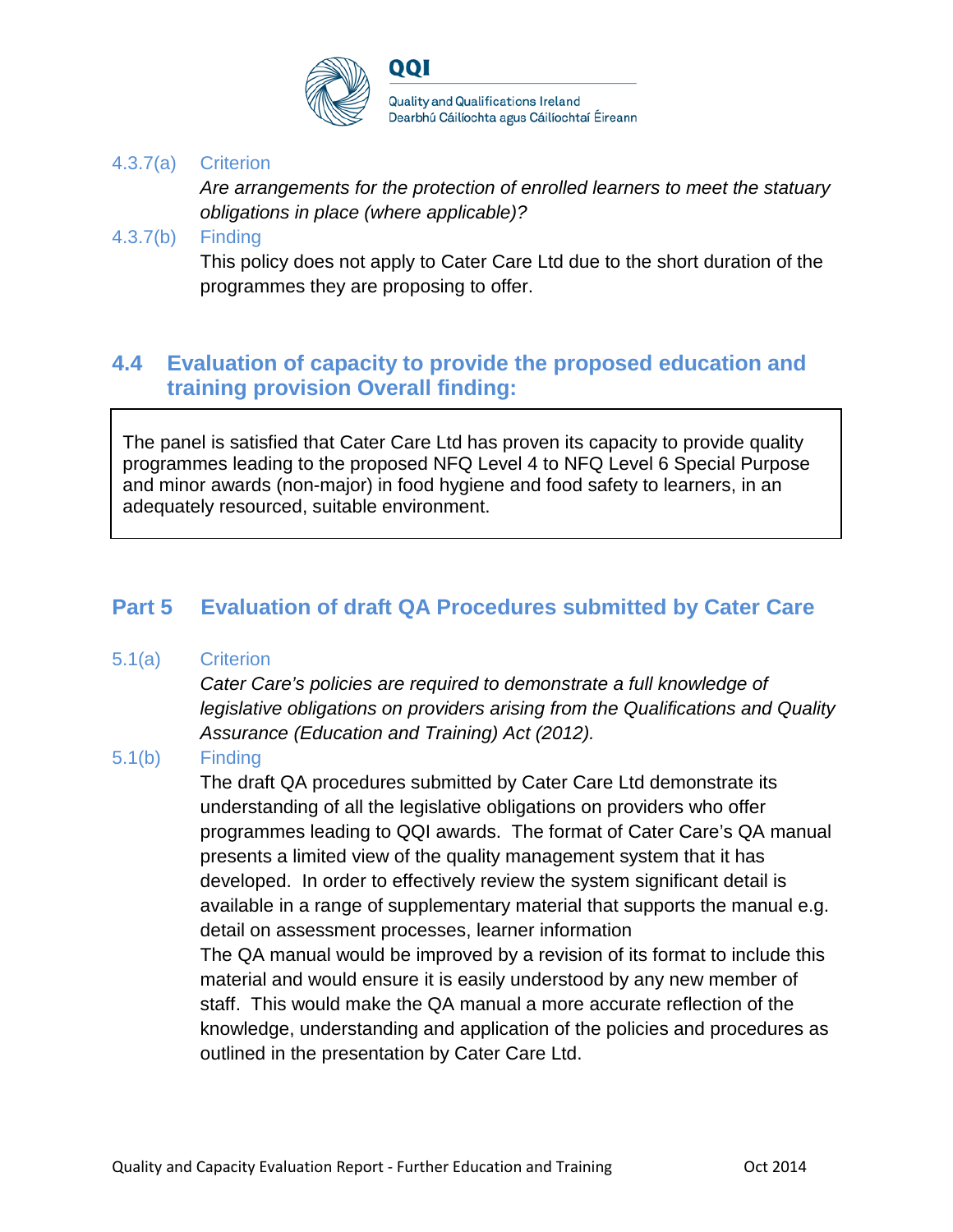4.3.7(a) Criterion

*Are arrangements for the protection of enrolled learners to meet the statuary obligations in place (where applicable)?*

4.3.7(b) Finding

This policy does not apply to Cater Care Ltd due to the short duration of the programmes they are proposing to offer.

## 4.4 Evaluation of capacity to provide the proposed education and training provision Overall finding:

The panel is satisfied that Cater Care Ltd has proven its capacity to provide quality programmes leading to the proposed NFQ Level 4 to NFQ Level 6 Special Purpose and minor awards (non-major) in food hygiene and food safety to learners, in an adequately resourced, suitable environment.

# Part 5 Evaluation of draft QA Procedures submitted by Cater Care

5.1(a) Criterion

*Cater Care's policies are required to demonstrate a full knowledge of legislative obligations on providers arising from the Qualifications and Quality Assurance (Education and Training) Act (2012).*

5.1(b) Finding

The draft QA procedures submitted by Cater Care Ltd demonstrate its understanding of all the legislative obligations on providers who offer programmes leading to QQI awards. The format of Cater Care's QA manual presents a limited view of the quality management system that it has developed. In order to effectively review the system significant detail is available in a range of supplementary material that supports the manual e.g. detail on assessment processes, learner information

The QA manual would be improved by a revision of its format to include this material and would ensure it is easily understood by any new member of staff. This would make the QA manual a more accurate reflection of the knowledge, understanding and application of the policies and procedures as outlined in the presentation by Cater Care Ltd.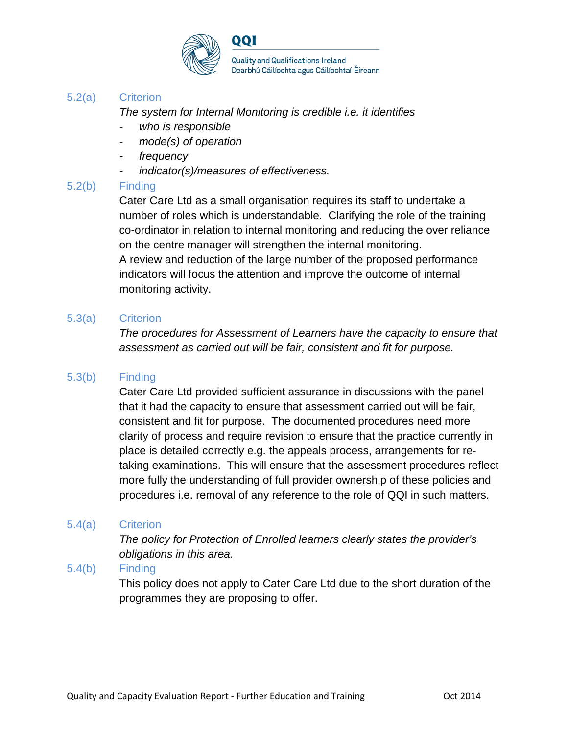**5.2(a) Criterion**

*The system for Internal Monitoring is credible i.e. it identifies*

- *who is responsible*
- *mode(s) of operation*
- *frequency*
- *indicator(s)/measures of effectiveness.*

**5.2(b) Finding**

Cater Care Ltd as a small organisation requires its staff to undertake a number of roles which is understandable. Clarifying the role of the training co-ordinator in relation to internal monitoring and reducing the over reliance on the centre manager will strengthen the internal monitoring.
A review and reduction of the large number of the proposed performance indicators will focus the attention and improve the outcome of internal monitoring activity.

**5.3(a) Criterion**

*The procedures for Assessment of Learners have the capacity to ensure that assessment as carried out will be fair, consistent and fit for purpose.*

**5.3(b) Finding**

Cater Care Ltd provided sufficient assurance in discussions with the panel that it had the capacity to ensure that assessment carried out will be fair, consistent and fit for purpose. The documented procedures need more clarity of process and require revision to ensure that the practice currently in place is detailed correctly e.g. the appeals process, arrangements for re-taking examinations. This will ensure that the assessment procedures reflect more fully the understanding of full provider ownership of these policies and procedures i.e. removal of any reference to the role of QQI in such matters.

**5.4(a) Criterion**

*The policy for Protection of Enrolled learners clearly states the provider's obligations in this area.*

**5.4(b) Finding**

This policy does not apply to Cater Care Ltd due to the short duration of the programmes they are proposing to offer.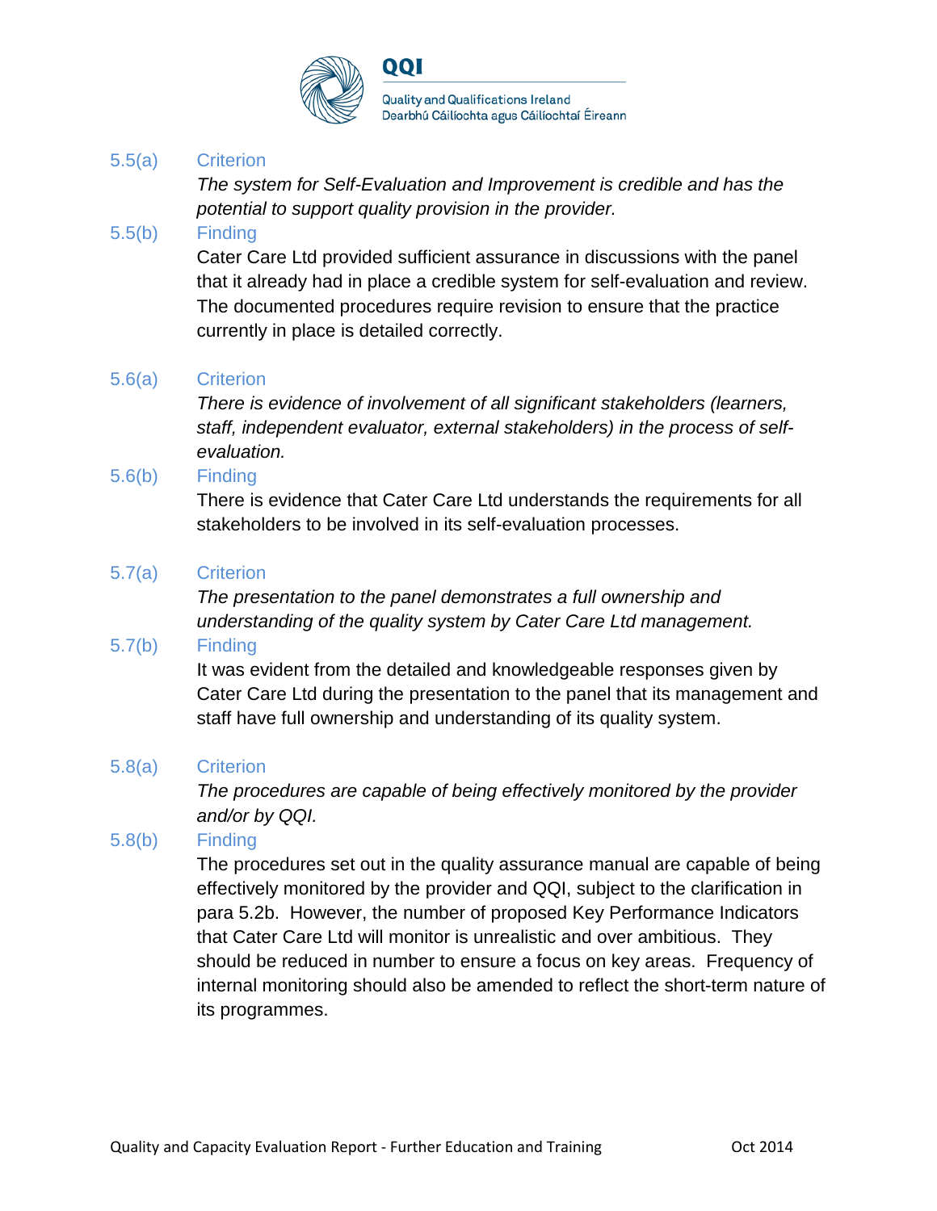5.5(a) Criterion

*The system for Self-Evaluation and Improvement is credible and has the potential to support quality provision in the provider.*

5.5(b) Finding

Cater Care Ltd provided sufficient assurance in discussions with the panel that it already had in place a credible system for self-evaluation and review. The documented procedures require revision to ensure that the practice currently in place is detailed correctly.

5.6(a) Criterion

*There is evidence of involvement of all significant stakeholders (learners, staff, independent evaluator, external stakeholders) in the process of self-evaluation.*

5.6(b) Finding

There is evidence that Cater Care Ltd understands the requirements for all stakeholders to be involved in its self-evaluation processes.

5.7(a) Criterion

*The presentation to the panel demonstrates a full ownership and understanding of the quality system by Cater Care Ltd management.*

5.7(b) Finding

It was evident from the detailed and knowledgeable responses given by Cater Care Ltd during the presentation to the panel that its management and staff have full ownership and understanding of its quality system.

5.8(a) Criterion

*The procedures are capable of being effectively monitored by the provider and/or by QQI.*

5.8(b) Finding

The procedures set out in the quality assurance manual are capable of being effectively monitored by the provider and QQI, subject to the clarification in para 5.2b. However, the number of proposed Key Performance Indicators that Cater Care Ltd will monitor is unrealistic and over ambitious. They should be reduced in number to ensure a focus on key areas. Frequency of internal monitoring should also be amended to reflect the short-term nature of its programmes.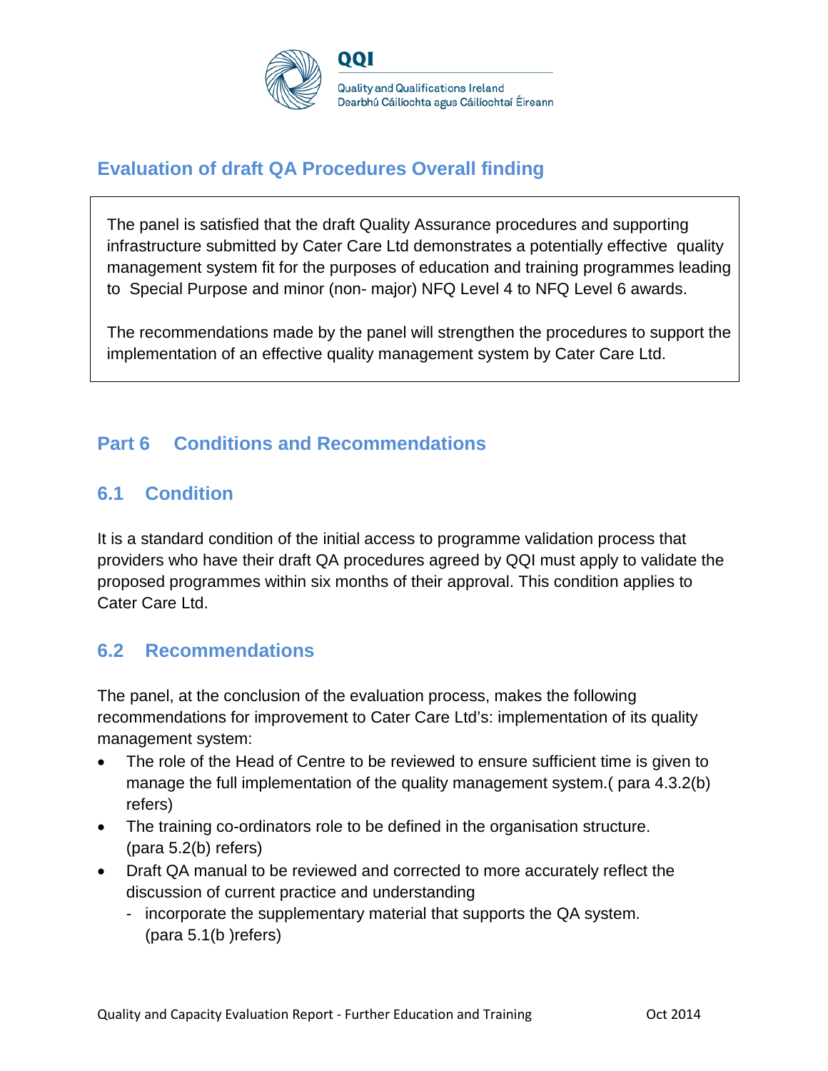## Evaluation of draft QA Procedures Overall finding

The panel is satisfied that the draft Quality Assurance procedures and supporting infrastructure submitted by Cater Care Ltd demonstrates a potentially effective quality management system fit for the purposes of education and training programmes leading to Special Purpose and minor (non- major) NFQ Level 4 to NFQ Level 6 awards.

The recommendations made by the panel will strengthen the procedures to support the implementation of an effective quality management system by Cater Care Ltd.

## Part 6 Conditions and Recommendations

### 6.1 Condition

It is a standard condition of the initial access to programme validation process that providers who have their draft QA procedures agreed by QQI must apply to validate the proposed programmes within six months of their approval. This condition applies to Cater Care Ltd.

### 6.2 Recommendations

The panel, at the conclusion of the evaluation process, makes the following recommendations for improvement to Cater Care Ltd's: implementation of its quality management system:

- The role of the Head of Centre to be reviewed to ensure sufficient time is given to manage the full implementation of the quality management system.( para 4.3.2(b) refers)
- The training co-ordinators role to be defined in the organisation structure. (para 5.2(b) refers)
- Draft QA manual to be reviewed and corrected to more accurately reflect the discussion of current practice and understanding
  - incorporate the supplementary material that supports the QA system. (para 5.1(b )refers)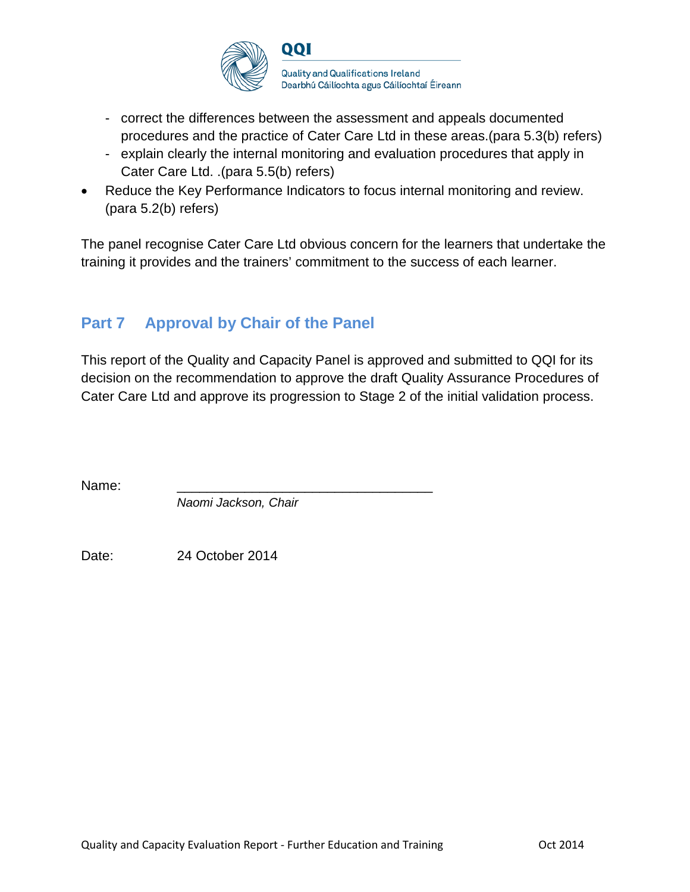- correct the differences between the assessment and appeals documented procedures and the practice of Cater Care Ltd in these areas.(para 5.3(b) refers)
  - explain clearly the internal monitoring and evaluation procedures that apply in Cater Care Ltd. .(para 5.5(b) refers)
- Reduce the Key Performance Indicators to focus internal monitoring and review. (para 5.2(b) refers)

The panel recognise Cater Care Ltd obvious concern for the learners that undertake the training it provides and the trainers' commitment to the success of each learner.

## Part 7 Approval by Chair of the Panel

This report of the Quality and Capacity Panel is approved and submitted to QQI for its decision on the recommendation to approve the draft Quality Assurance Procedures of Cater Care Ltd and approve its progression to Stage 2 of the initial validation process.

Name: ___________________________________
*Naomi Jackson, Chair*

Date: 24 October 2014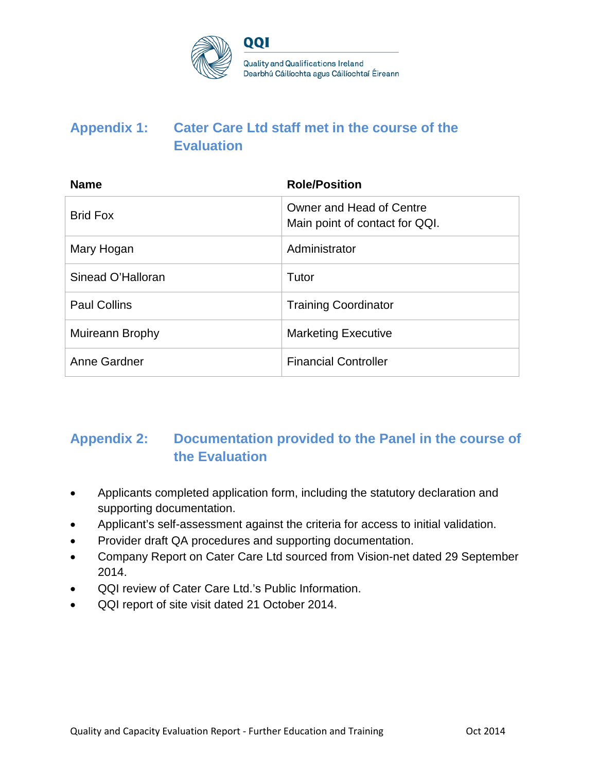## Appendix 1: Cater Care Ltd staff met in the course of the Evaluation

| Name | Role/Position |
|---|---|
| Brid Fox | Owner and Head of Centre<br>Main point of contact for QQI. |
| Mary Hogan | Administrator |
| Sinead O'Halloran | Tutor |
| Paul Collins | Training Coordinator |
| Muireann Brophy | Marketing Executive |
| Anne Gardner | Financial Controller |

## Appendix 2: Documentation provided to the Panel in the course of the Evaluation

- Applicants completed application form, including the statutory declaration and supporting documentation.
- Applicant's self-assessment against the criteria for access to initial validation.
- Provider draft QA procedures and supporting documentation.
- Company Report on Cater Care Ltd sourced from Vision-net dated 29 September 2014.
- QQI review of Cater Care Ltd.'s Public Information.
- QQI report of site visit dated 21 October 2014.